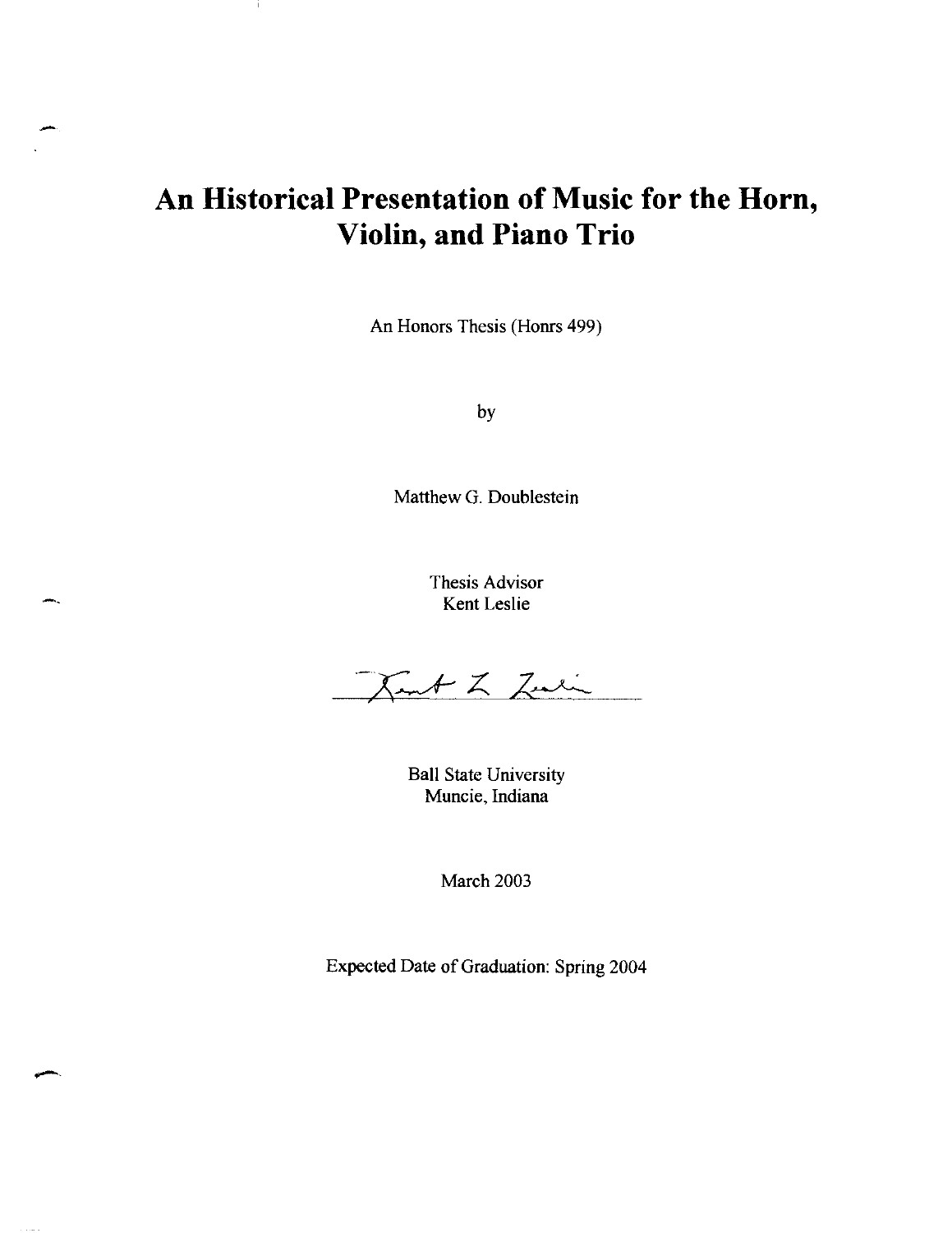# An Historical Presentation of Music for the Horn, Violin, and Piano Trio

An Honors Thesis (Honrs 499)

by

Matthew G. Doublestein

Thesis Advisor
Kent Leslie

Ball State University
Muncie, Indiana

March 2003

Expected Date of Graduation: Spring 2004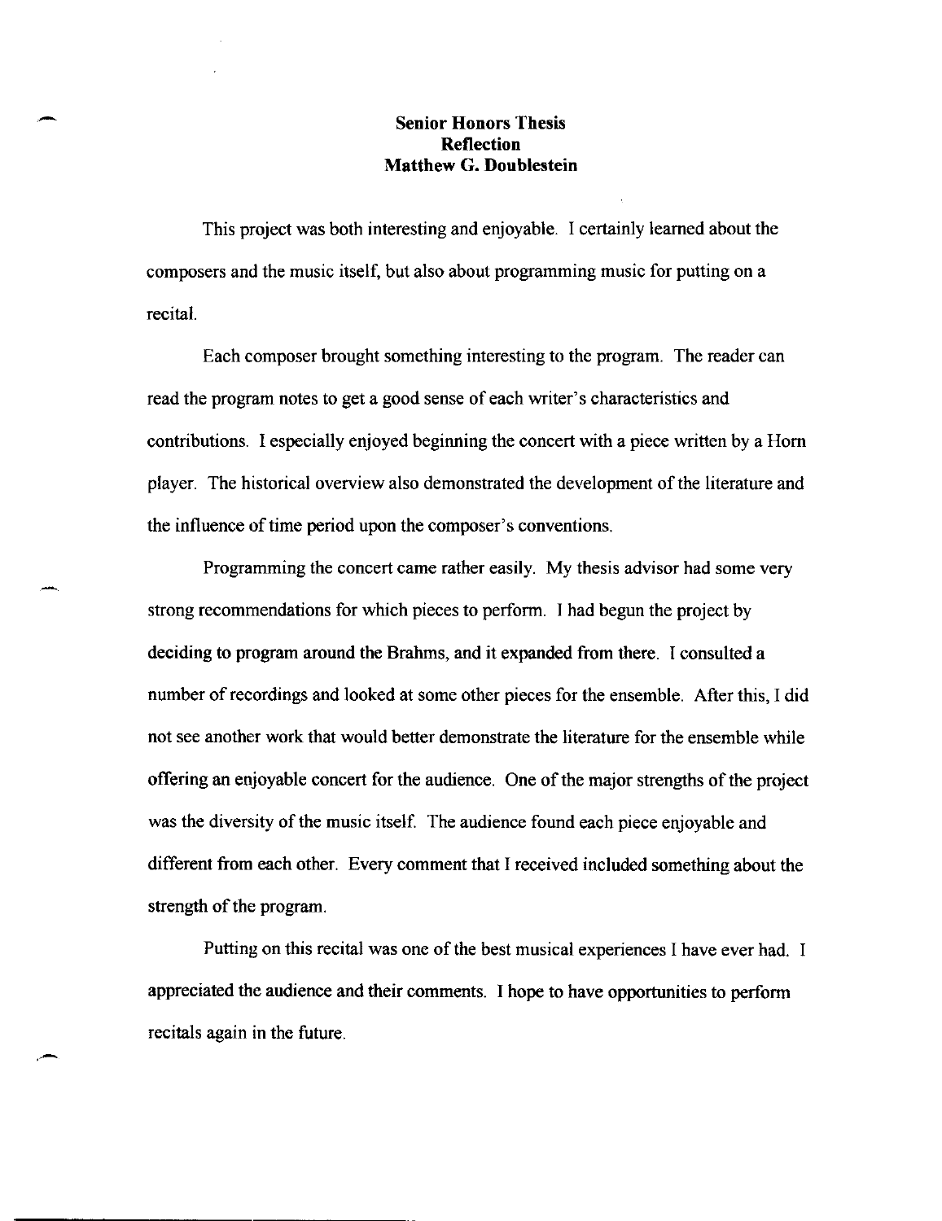**Senior Honors Thesis**
**Reflection**
**Matthew G. Doublestein**

This project was both interesting and enjoyable. I certainly learned about the composers and the music itself, but also about programming music for putting on a recital.

Each composer brought something interesting to the program. The reader can read the program notes to get a good sense of each writer's characteristics and contributions. I especially enjoyed beginning the concert with a piece written by a Horn player. The historical overview also demonstrated the development of the literature and the influence of time period upon the composer's conventions.

Programming the concert came rather easily. My thesis advisor had some very strong recommendations for which pieces to perform. I had begun the project by deciding to program around the Brahms, and it expanded from there. I consulted a number of recordings and looked at some other pieces for the ensemble. After this, I did not see another work that would better demonstrate the literature for the ensemble while offering an enjoyable concert for the audience. One of the major strengths of the project was the diversity of the music itself. The audience found each piece enjoyable and different from each other. Every comment that I received included something about the strength of the program.

Putting on this recital was one of the best musical experiences I have ever had. I appreciated the audience and their comments. I hope to have opportunities to perform recitals again in the future.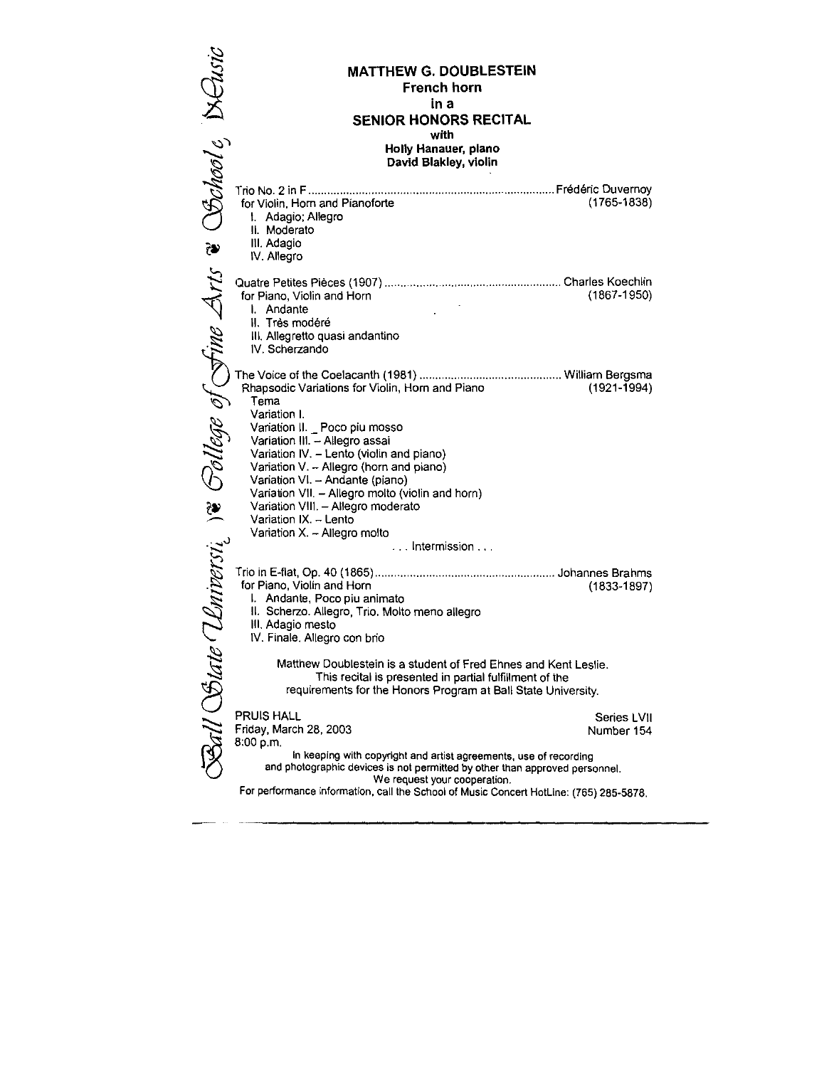*Ball State University ❧ College of Fine Arts ❧ School of Music*

# MATTHEW G. DOUBLESTEIN
## French horn
### in a
## SENIOR HONORS RECITAL
### with
**Holly Hanauer, piano**
**David Blakley, violin**

Trio No. 2 in F ........................................ Frédéric Duvernoy
for Violin, Horn and Pianoforte (1765-1838)

I. Adagio; Allegro
II. Moderato
III. Adagio
IV. Allegro

Quatre Petites Pièces (1907) ........................................ Charles Koechlin
for Piano, Violin and Horn (1867-1950)

I. Andante
II. Très modéré
III. Allegretto quasi andantino
IV. Scherzando

The Voice of the Coelacanth (1981) ........................................ William Bergsma
Rhapsodic Variations for Violin, Horn and Piano (1921-1994)

Tema
Variation I.
Variation II. _ Poco piu mosso
Variation III. – Allegro assai
Variation IV. – Lento (violin and piano)
Variation V. – Allegro (horn and piano)
Variation VI. – Andante (piano)
Variation VII. – Allegro molto (violin and horn)
Variation VIII. – Allegro moderato
Variation IX. – Lento
Variation X. – Allegro molto

. . . Intermission . . .

Trio in E-flat, Op. 40 (1865) ........................................ Johannes Brahms
for Piano, Violin and Horn (1833-1897)

I. Andante, Poco piu animato
II. Scherzo. Allegro, Trio. Molto meno allegro
III. Adagio mesto
IV. Finale. Allegro con brio

Matthew Doublestein is a student of Fred Ehnes and Kent Leslie.
This recital is presented in partial fulfillment of the
requirements for the Honors Program at Ball State University.

PRUIS HALL
Friday, March 28, 2003
8:00 p.m.

Series LVII
Number 154

In keeping with copyright and artist agreements, use of recording and photographic devices is not permitted by other than approved personnel.
We request your cooperation.
For performance information, call the School of Music Concert HotLine: (765) 285-5878.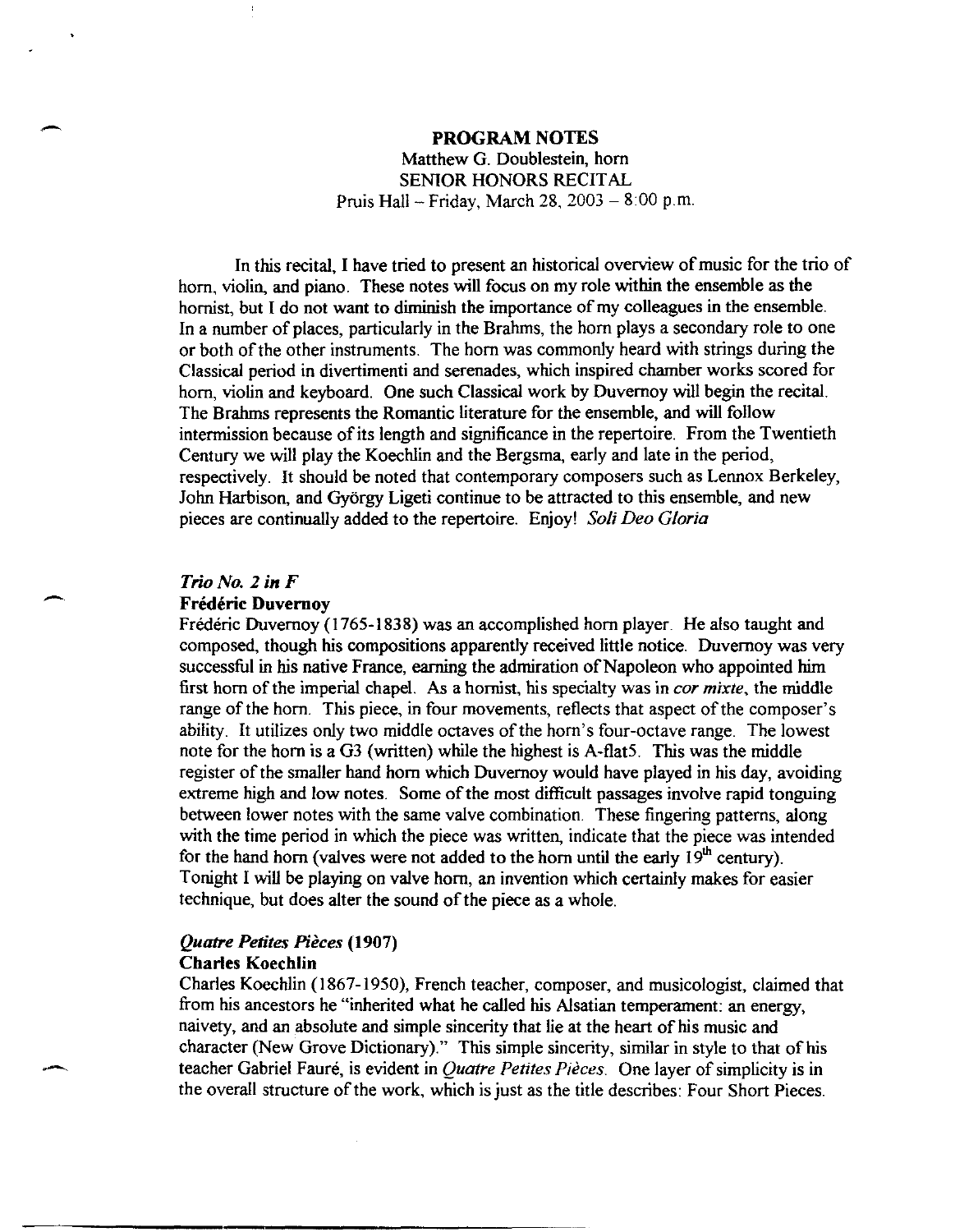# PROGRAM NOTES

Matthew G. Doublestein, horn
SENIOR HONORS RECITAL
Pruis Hall – Friday, March 28, 2003 – 8:00 p.m.

In this recital, I have tried to present an historical overview of music for the trio of horn, violin, and piano. These notes will focus on my role within the ensemble as the hornist, but I do not want to diminish the importance of my colleagues in the ensemble. In a number of places, particularly in the Brahms, the horn plays a secondary role to one or both of the other instruments. The horn was commonly heard with strings during the Classical period in divertimenti and serenades, which inspired chamber works scored for horn, violin and keyboard. One such Classical work by Duvernoy will begin the recital. The Brahms represents the Romantic literature for the ensemble, and will follow intermission because of its length and significance in the repertoire. From the Twentieth Century we will play the Koechlin and the Bergsma, early and late in the period, respectively. It should be noted that contemporary composers such as Lennox Berkeley, John Harbison, and György Ligeti continue to be attracted to this ensemble, and new pieces are continually added to the repertoire. Enjoy! *Soli Deo Gloria*

### *Trio No. 2 in F*
**Frédéric Duvernoy**

Frédéric Duvernoy (1765-1838) was an accomplished horn player. He also taught and composed, though his compositions apparently received little notice. Duvernoy was very successful in his native France, earning the admiration of Napoleon who appointed him first horn of the imperial chapel. As a hornist, his specialty was in *cor mixte*, the middle range of the horn. This piece, in four movements, reflects that aspect of the composer's ability. It utilizes only two middle octaves of the horn's four-octave range. The lowest note for the horn is a G3 (written) while the highest is A-flat5. This was the middle register of the smaller hand horn which Duvernoy would have played in his day, avoiding extreme high and low notes. Some of the most difficult passages involve rapid tonguing between lower notes with the same valve combination. These fingering patterns, along with the time period in which the piece was written, indicate that the piece was intended for the hand horn (valves were not added to the horn until the early 19th century). Tonight I will be playing on valve horn, an invention which certainly makes for easier technique, but does alter the sound of the piece as a whole.

### *Quatre Petites Pièces* (1907)
**Charles Koechlin**

Charles Koechlin (1867-1950), French teacher, composer, and musicologist, claimed that from his ancestors he "inherited what he called his Alsatian temperament: an energy, naivety, and an absolute and simple sincerity that lie at the heart of his music and character (New Grove Dictionary)." This simple sincerity, similar in style to that of his teacher Gabriel Fauré, is evident in *Quatre Petites Pièces*. One layer of simplicity is in the overall structure of the work, which is just as the title describes: Four Short Pieces.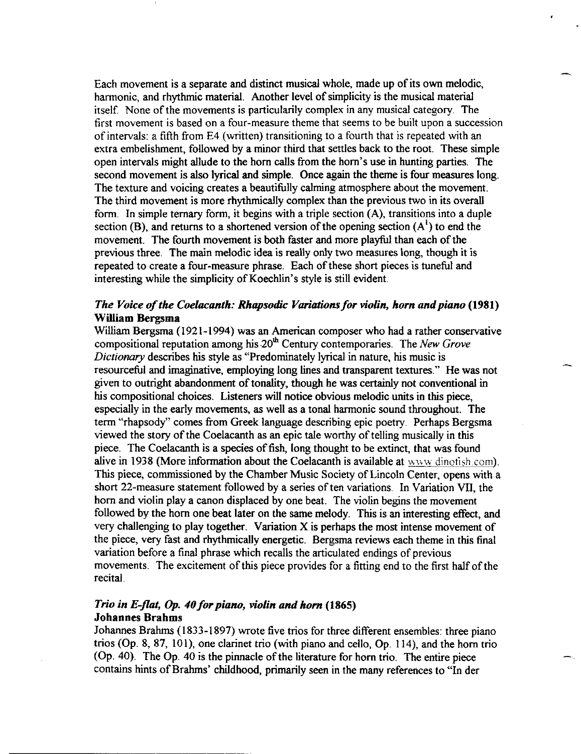Each movement is a separate and distinct musical whole, made up of its own melodic, harmonic, and rhythmic material. Another level of simplicity is the musical material itself. None of the movements is particularily complex in any musical category. The first movement is based on a four-measure theme that seems to be built upon a succession of intervals: a fifth from E4 (written) transitioning to a fourth that is repeated with an extra embelishment, followed by a minor third that settles back to the root. These simple open intervals might allude to the horn calls from the horn's use in hunting parties. The second movement is also lyrical and simple. Once again the theme is four measures long. The texture and voicing creates a beautifully calming atmosphere about the movement. The third movement is more rhythmically complex than the previous two in its overall form. In simple ternary form, it begins with a triple section (A), transitions into a duple section (B), and returns to a shortened version of the opening section ($A^1$) to end the movement. The fourth movement is both faster and more playful than each of the previous three. The main melodic idea is really only two measures long, though it is repeated to create a four-measure phrase. Each of these short pieces is tuneful and interesting while the simplicity of Koechlin's style is still evident.

### *The Voice of the Coelacanth: Rhapsodic Variations for violin, horn and piano* (1981)
### William Bergsma

William Bergsma (1921-1994) was an American composer who had a rather conservative compositional reputation among his 20th Century contemporaries. The *New Grove Dictionary* describes his style as "Predominately lyrical in nature, his music is resourceful and imaginative, employing long lines and transparent textures." He was not given to outright abandonment of tonality, though he was certainly not conventional in his compositional choices. Listeners will notice obvious melodic units in this piece, especially in the early movements, as well as a tonal harmonic sound throughout. The term "rhapsody" comes from Greek language describing epic poetry. Perhaps Bergsma viewed the story of the Coelacanth as an epic tale worthy of telling musically in this piece. The Coelacanth is a species of fish, long thought to be extinct, that was found alive in 1938 (More information about the Coelacanth is available at www.dinofish.com). This piece, commissioned by the Chamber Music Society of Lincoln Center, opens with a short 22-measure statement followed by a series of ten variations. In Variation VII, the horn and violin play a canon displaced by one beat. The violin begins the movement followed by the horn one beat later on the same melody. This is an interesting effect, and very challenging to play together. Variation X is perhaps the most intense movement of the piece, very fast and rhythmically energetic. Bergsma reviews each theme in this final variation before a final phrase which recalls the articulated endings of previous movements. The excitement of this piece provides for a fitting end to the first half of the recital.

### *Trio in E-flat, Op. 40 for piano, violin and horn* (1865)
### Johannes Brahms

Johannes Brahms (1833-1897) wrote five trios for three different ensembles: three piano trios (Op. 8, 87, 101), one clarinet trio (with piano and cello, Op. 114), and the horn trio (Op. 40). The Op. 40 is the pinnacle of the literature for horn trio. The entire piece contains hints of Brahms' childhood, primarily seen in the many references to "In der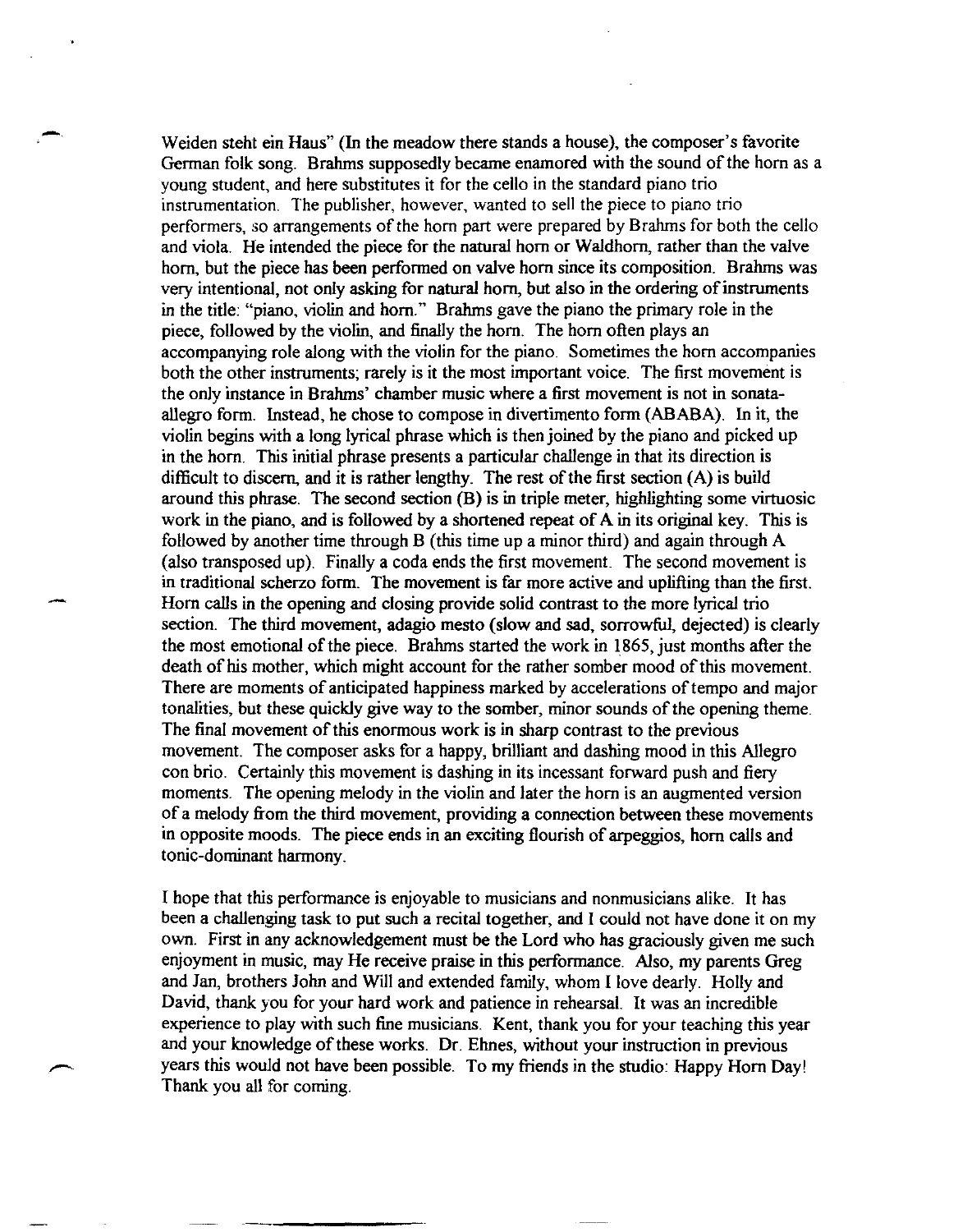Weiden steht ein Haus" (In the meadow there stands a house), the composer's favorite German folk song. Brahms supposedly became enamored with the sound of the horn as a young student, and here substitutes it for the cello in the standard piano trio instrumentation. The publisher, however, wanted to sell the piece to piano trio performers, so arrangements of the horn part were prepared by Brahms for both the cello and viola. He intended the piece for the natural horn or Waldhorn, rather than the valve horn, but the piece has been performed on valve horn since its composition. Brahms was very intentional, not only asking for natural horn, but also in the ordering of instruments in the title: "piano, violin and horn." Brahms gave the piano the primary role in the piece, followed by the violin, and finally the horn. The horn often plays an accompanying role along with the violin for the piano. Sometimes the horn accompanies both the other instruments; rarely is it the most important voice. The first movement is the only instance in Brahms' chamber music where a first movement is not in sonata-allegro form. Instead, he chose to compose in divertimento form (ABABA). In it, the violin begins with a long lyrical phrase which is then joined by the piano and picked up in the horn. This initial phrase presents a particular challenge in that its direction is difficult to discern, and it is rather lengthy. The rest of the first section (A) is build around this phrase. The second section (B) is in triple meter, highlighting some virtuosic work in the piano, and is followed by a shortened repeat of A in its original key. This is followed by another time through B (this time up a minor third) and again through A (also transposed up). Finally a coda ends the first movement. The second movement is in traditional scherzo form. The movement is far more active and uplifting than the first. Horn calls in the opening and closing provide solid contrast to the more lyrical trio section. The third movement, adagio mesto (slow and sad, sorrowful, dejected) is clearly the most emotional of the piece. Brahms started the work in 1865, just months after the death of his mother, which might account for the rather somber mood of this movement. There are moments of anticipated happiness marked by accelerations of tempo and major tonalities, but these quickly give way to the somber, minor sounds of the opening theme. The final movement of this enormous work is in sharp contrast to the previous movement. The composer asks for a happy, brilliant and dashing mood in this Allegro con brio. Certainly this movement is dashing in its incessant forward push and fiery moments. The opening melody in the violin and later the horn is an augmented version of a melody from the third movement, providing a connection between these movements in opposite moods. The piece ends in an exciting flourish of arpeggios, horn calls and tonic-dominant harmony.

I hope that this performance is enjoyable to musicians and nonmusicians alike. It has been a challenging task to put such a recital together, and I could not have done it on my own. First in any acknowledgement must be the Lord who has graciously given me such enjoyment in music, may He receive praise in this performance. Also, my parents Greg and Jan, brothers John and Will and extended family, whom I love dearly. Holly and David, thank you for your hard work and patience in rehearsal. It was an incredible experience to play with such fine musicians. Kent, thank you for your teaching this year and your knowledge of these works. Dr. Ehnes, without your instruction in previous years this would not have been possible. To my friends in the studio: Happy Horn Day! Thank you all for coming.